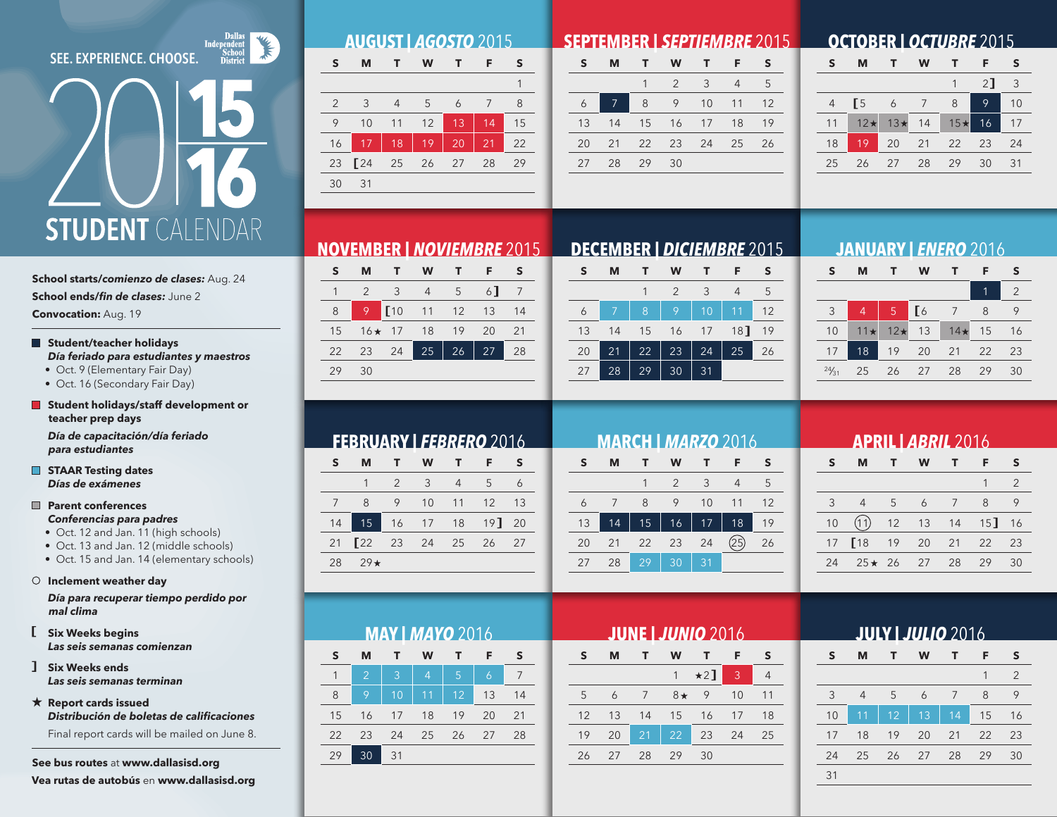# SEE. EXPERIENCE. CHOOSE.

Dallas Independent School District

# 2015|16 STUDENT CALENDAR

**School starts/*comienzo de clases:*** Aug. 24
**School ends/*fin de clases:*** June 2
**Convocation:** Aug. 19

- **Student/teacher holidays**
  ***Día feriado para estudiantes y maestros***
  - Oct. 9 (Elementary Fair Day)
  - Oct. 16 (Secondary Fair Day)
- **Student holidays/staff development or teacher prep days**
  ***Día de capacitación/día feriado para estudiantes***
- **STAAR Testing dates**
  ***Días de exámenes***
- **Parent conferences**
  ***Conferencias para padres***
  - Oct. 12 and Jan. 11 (high schools)
  - Oct. 13 and Jan. 12 (middle schools)
  - Oct. 15 and Jan. 14 (elementary schools)
- ○ **Inclement weather day**
  ***Día para recuperar tiempo perdido por mal clima***
- [ **Six Weeks begins**
  ***Las seis semanas comienzan***
- ] **Six Weeks ends**
  ***Las seis semanas terminan***
- ★ **Report cards issued**
  ***Distribución de boletas de calificaciones***

Final report cards will be mailed on June 8.

**See bus routes** at **www.dallasisd.org**
**Vea rutas de autobús** en **www.dallasisd.org**

## AUGUST | *AGOSTO* 2015

| S | M | T | W | T | F | S |
|---|---|---|---|---|---|---|
| | | | | | | 1 |
| 2 | 3 | 4 | 5 | 6 | 7 | 8 |
| 9 | 10 | 11 | 12 | 13 | 14 | 15 |
| 16 | 17 | 18 | 19 | 20 | 21 | 22 |
| 23 | [24 | 25 | 26 | 27 | 28 | 29 |
| 30 | 31 | | | | | |

## SEPTEMBER | *SEPTIEMBRE* 2015

| S | M | T | W | T | F | S |
|---|---|---|---|---|---|---|
| | | 1 | 2 | 3 | 4 | 5 |
| 6 | 7 | 8 | 9 | 10 | 11 | 12 |
| 13 | 14 | 15 | 16 | 17 | 18 | 19 |
| 20 | 21 | 22 | 23 | 24 | 25 | 26 |
| 27 | 28 | 29 | 30 | | | |

## OCTOBER | *OCTUBRE* 2015

| S | M | T | W | T | F | S |
|---|---|---|---|---|---|---|
| | | | | 1 | 2] | 3 |
| 4 | [5 | 6 | 7 | 8 | 9 | 10 |
| 11 | 12★ | 13★ | 14 | 15★ | 16 | 17 |
| 18 | 19 | 20 | 21 | 22 | 23 | 24 |
| 25 | 26 | 27 | 28 | 29 | 30 | 31 |

## NOVEMBER | *NOVIEMBRE* 2015

| S | M | T | W | T | F | S |
|---|---|---|---|---|---|---|
| 1 | 2 | 3 | 4 | 5 | 6] | 7 |
| 8 | 9 | [10 | 11 | 12 | 13 | 14 |
| 15 | 16★ | 17 | 18 | 19 | 20 | 21 |
| 22 | 23 | 24 | 25 | 26 | 27 | 28 |
| 29 | 30 | | | | | |

## DECEMBER | *DICIEMBRE* 2015

| S | M | T | W | T | F | S |
|---|---|---|---|---|---|---|
| | | 1 | 2 | 3 | 4 | 5 |
| 6 | 7 | 8 | 9 | 10 | 11 | 12 |
| 13 | 14 | 15 | 16 | 17 | 18] | 19 |
| 20 | 21 | 22 | 23 | 24 | 25 | 26 |
| 27 | 28 | 29 | 30 | 31 | | |

## JANUARY | *ENERO* 2016

| S | M | T | W | T | F | S |
|---|---|---|---|---|---|---|
| | | | | | 1 | 2 |
| 3 | 4 | 5 | [6 | 7 | 8 | 9 |
| 10 | 11★ | 12★ | 13 | 14★ | 15 | 16 |
| 17 | 18 | 19 | 20 | 21 | 22 | 23 |
| 24/31 | 25 | 26 | 27 | 28 | 29 | 30 |

## FEBRUARY | *FEBRERO* 2016

| S | M | T | W | T | F | S |
|---|---|---|---|---|---|---|
| | 1 | 2 | 3 | 4 | 5 | 6 |
| 7 | 8 | 9 | 10 | 11 | 12 | 13 |
| 14 | 15 | 16 | 17 | 18 | 19] | 20 |
| 21 | [22 | 23 | 24 | 25 | 26 | 27 |
| 28 | 29★ | | | | | |

## MARCH | *MARZO* 2016

| S | M | T | W | T | F | S |
|---|---|---|---|---|---|---|
| | | 1 | 2 | 3 | 4 | 5 |
| 6 | 7 | 8 | 9 | 10 | 11 | 12 |
| 13 | 14 | 15 | 16 | 17 | 18 | 19 |
| 20 | 21 | 22 | 23 | 24 | (25) | 26 |
| 27 | 28 | 29 | 30 | 31 | | |

## APRIL | *ABRIL* 2016

| S | M | T | W | T | F | S |
|---|---|---|---|---|---|---|
| | | | | | 1 | 2 |
| 3 | 4 | 5 | 6 | 7 | 8 | 9 |
| 10 | (11) | 12 | 13 | 14 | 15] | 16 |
| 17 | [18 | 19 | 20 | 21 | 22 | 23 |
| 24 | 25★ | 26 | 27 | 28 | 29 | 30 |

## MAY | *MAYO* 2016

| S | M | T | W | T | F | S |
|---|---|---|---|---|---|---|
| 1 | 2 | 3 | 4 | 5 | 6 | 7 |
| 8 | 9 | 10 | 11 | 12 | 13 | 14 |
| 15 | 16 | 17 | 18 | 19 | 20 | 21 |
| 22 | 23 | 24 | 25 | 26 | 27 | 28 |
| 29 | 30 | 31 | | | | |

## JUNE | *JUNIO* 2016

| S | M | T | W | T | F | S |
|---|---|---|---|---|---|---|
| | | | 1 | ★2] | 3 | 4 |
| 5 | 6 | 7 | 8★ | 9 | 10 | 11 |
| 12 | 13 | 14 | 15 | 16 | 17 | 18 |
| 19 | 20 | 21 | 22 | 23 | 24 | 25 |
| 26 | 27 | 28 | 29 | 30 | | |

## JULY | *JULIO* 2016

| S | M | T | W | T | F | S |
|---|---|---|---|---|---|---|
| | | | | | 1 | 2 |
| 3 | 4 | 5 | 6 | 7 | 8 | 9 |
| 10 | 11 | 12 | 13 | 14 | 15 | 16 |
| 17 | 18 | 19 | 20 | 21 | 22 | 23 |
| 24 | 25 | 26 | 27 | 28 | 29 | 30 |
| 31 | | | | | | |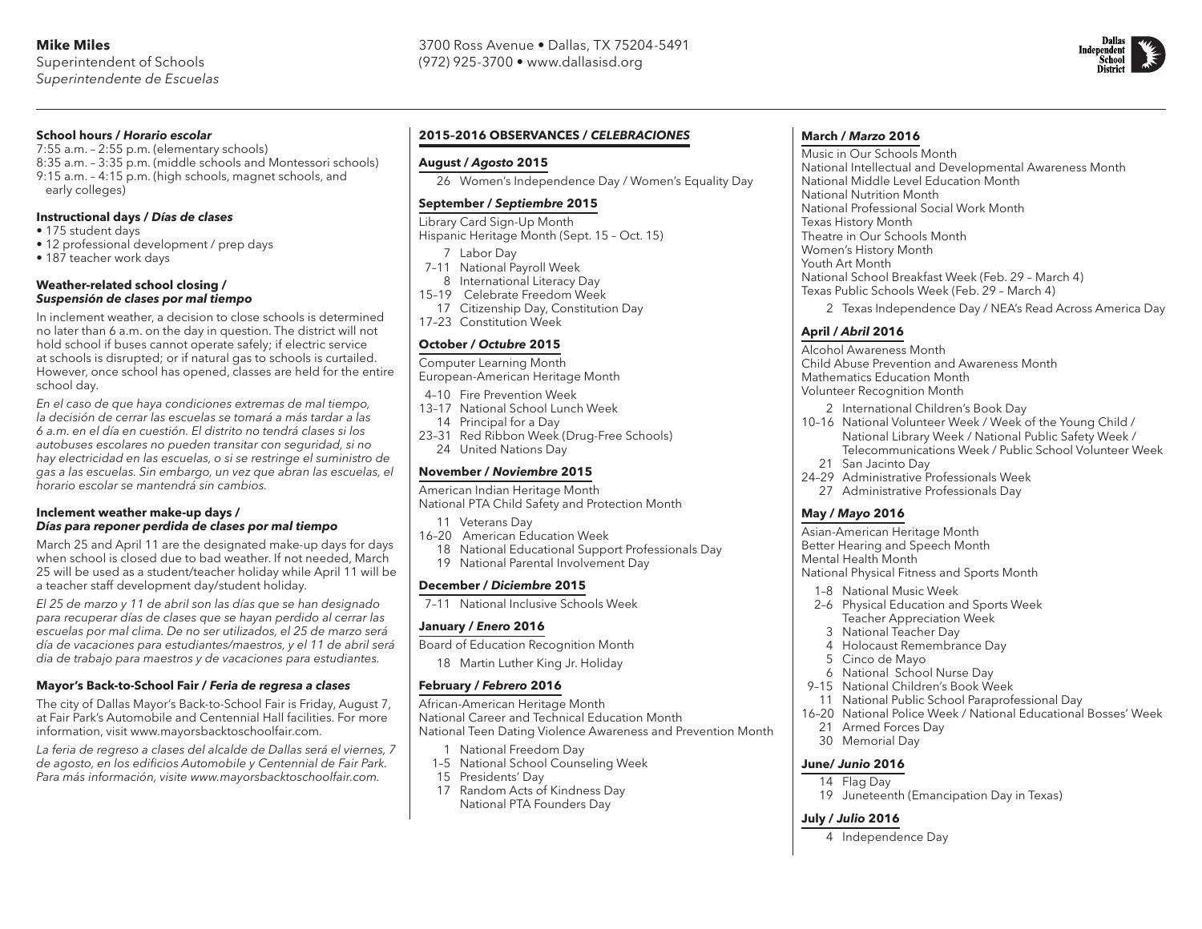**Mike Miles**
Superintendent of Schools
*Superintendente de Escuelas*

3700 Ross Avenue • Dallas, TX 75204-5491
(972) 925-3700 • www.dallasisd.org

Dallas Independent School District

#### School hours / *Horario escolar*

7:55 a.m. – 2:55 p.m. (elementary schools)
8:35 a.m. – 3:35 p.m. (middle schools and Montessori schools)
9:15 a.m. – 4:15 p.m. (high schools, magnet schools, and early colleges)

#### Instructional days / *Días de clases*

- 175 student days
- 12 professional development / prep days
- 187 teacher work days

#### Weather-related school closing / *Suspensión de clases por mal tiempo*

In inclement weather, a decision to close schools is determined no later than 6 a.m. on the day in question. The district will not hold school if buses cannot operate safely; if electric service at schools is disrupted; or if natural gas to schools is curtailed. However, once school has opened, classes are held for the entire school day.

*En el caso de que haya condiciones extremas de mal tiempo, la decisión de cerrar las escuelas se tomará a más tardar a las 6 a.m. en el día en cuestión. El distrito no tendrá clases si los autobuses escolares no pueden transitar con seguridad, si no hay electricidad en las escuelas, o si se restringe el suministro de gas a las escuelas. Sin embargo, un vez que abran las escuelas, el horario escolar se mantendrá sin cambios.*

#### Inclement weather make-up days / *Días para reponer perdida de clases por mal tiempo*

March 25 and April 11 are the designated make-up days for days when school is closed due to bad weather. If not needed, March 25 will be used as a student/teacher holiday while April 11 will be a teacher staff development day/student holiday.

*El 25 de marzo y 11 de abril son las días que se han designado para recuperar días de clases que se hayan perdido al cerrar las escuelas por mal clima. De no ser utilizados, el 25 de marzo será día de vacaciones para estudiantes/maestros, y el 11 de abril será dia de trabajo para maestros y de vacaciones para estudiantes.*

#### Mayor's Back-to-School Fair / *Feria de regresa a clases*

The city of Dallas Mayor's Back-to-School Fair is Friday, August 7, at Fair Park's Automobile and Centennial Hall facilities. For more information, visit www.mayorsbacktoschoolfair.com.

*La feria de regreso a clases del alcalde de Dallas será el viernes, 7 de agosto, en los edificios Automobile y Centennial de Fair Park. Para más información, visite www.mayorsbacktoschoolfair.com.*

### 2015–2016 OBSERVANCES / *CELEBRACIONES*

#### August / *Agosto* 2015

26 Women's Independence Day / Women's Equality Day

#### September / *Septiembre* 2015

Library Card Sign-Up Month
Hispanic Heritage Month (Sept. 15 – Oct. 15)

7 Labor Day
7–11 National Payroll Week
8 International Literacy Day
15–19 Celebrate Freedom Week
17 Citizenship Day, Constitution Day
17–23 Constitution Week

#### October / *Octubre* 2015

Computer Learning Month
European-American Heritage Month

4–10 Fire Prevention Week
13–17 National School Lunch Week
14 Principal for a Day
23–31 Red Ribbon Week (Drug-Free Schools)
24 United Nations Day

#### November / *Noviembre* 2015

American Indian Heritage Month
National PTA Child Safety and Protection Month

11 Veterans Day
16–20 American Education Week
18 National Educational Support Professionals Day
19 National Parental Involvement Day

#### December / *Diciembre* 2015

7–11 National Inclusive Schools Week

#### January / *Enero* 2016

Board of Education Recognition Month

18 Martin Luther King Jr. Holiday

#### February / *Febrero* 2016

African-American Heritage Month
National Career and Technical Education Month
National Teen Dating Violence Awareness and Prevention Month

1 National Freedom Day
1–5 National School Counseling Week
15 Presidents' Day
17 Random Acts of Kindness Day
National PTA Founders Day

#### March / *Marzo* 2016

Music in Our Schools Month
National Intellectual and Developmental Awareness Month
National Middle Level Education Month
National Nutrition Month
National Professional Social Work Month
Texas History Month
Theatre in Our Schools Month
Women's History Month
Youth Art Month
National School Breakfast Week (Feb. 29 – March 4)
Texas Public Schools Week (Feb. 29 – March 4)

2 Texas Independence Day / NEA's Read Across America Day

#### April / *Abril* 2016

Alcohol Awareness Month
Child Abuse Prevention and Awareness Month
Mathematics Education Month
Volunteer Recognition Month

2 International Children's Book Day
10–16 National Volunteer Week / Week of the Young Child / National Library Week / National Public Safety Week / Telecommunications Week / Public School Volunteer Week
21 San Jacinto Day
24–29 Administrative Professionals Week
27 Administrative Professionals Day

#### May / *Mayo* 2016

Asian-American Heritage Month
Better Hearing and Speech Month
Mental Health Month
National Physical Fitness and Sports Month

1–8 National Music Week
2–6 Physical Education and Sports Week
Teacher Appreciation Week
3 National Teacher Day
4 Holocaust Remembrance Day
5 Cinco de Mayo
6 National School Nurse Day
9–15 National Children's Book Week
11 National Public School Paraprofessional Day
16–20 National Police Week / National Educational Bosses' Week
21 Armed Forces Day
30 Memorial Day

#### June/ *Junio* 2016

14 Flag Day
19 Juneteenth (Emancipation Day in Texas)

#### July / *Julio* 2016

4 Independence Day